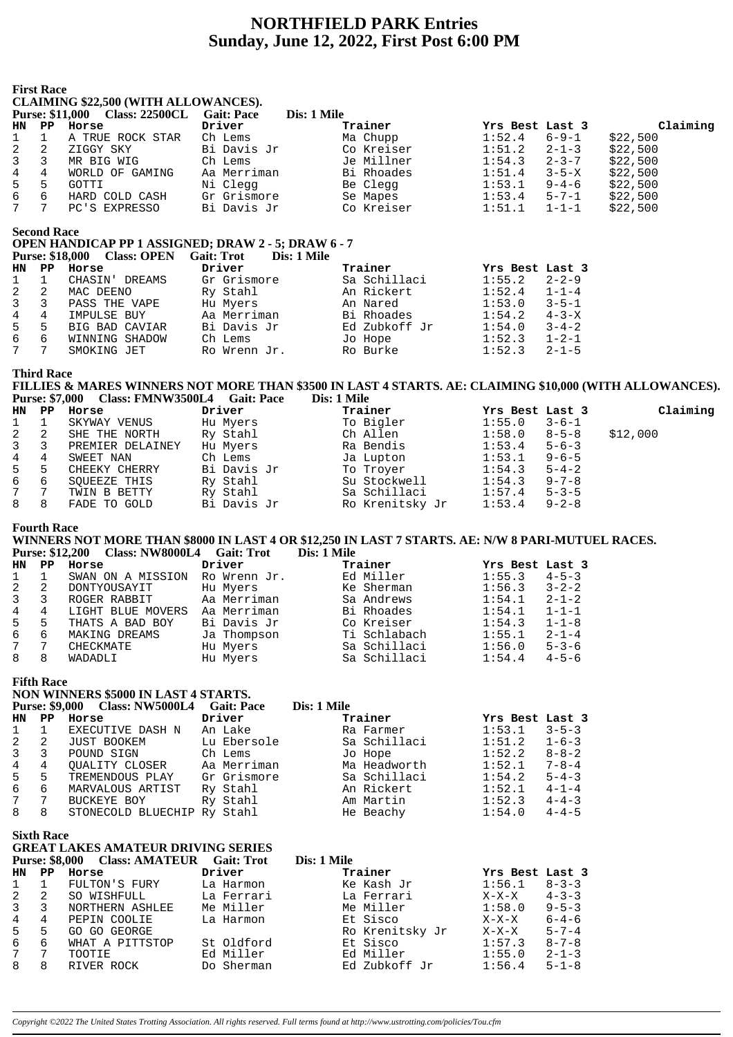# NORTHFIELD PARK Entries
## Sunday, June 12, 2022, First Post 6:00 PM

### First Race

**CLAIMING $22,500 (WITH ALLOWANCES).**

**Purse: $11,000 Class: 22500CL Gait: Pace Dis: 1 Mile**

| HN | PP | Horse | Driver | Trainer | Yrs Best | Last 3 | Claiming |
|---|---|---|---|---|---|---|---|
| 1 | 1 | A TRUE ROCK STAR | Ch Lems | Ma Chupp | 1:52.4 | 6-9-1 | $22,500 |
| 2 | 2 | ZIGGY SKY | Bi Davis Jr | Co Kreiser | 1:51.2 | 2-1-3 | $22,500 |
| 3 | 3 | MR BIG WIG | Ch Lems | Je Millner | 1:54.3 | 2-3-7 | $22,500 |
| 4 | 4 | WORLD OF GAMING | Aa Merriman | Bi Rhoades | 1:51.4 | 3-5-X | $22,500 |
| 5 | 5 | GOTTI | Ni Clegg | Be Clegg | 1:53.1 | 9-4-6 | $22,500 |
| 6 | 6 | HARD COLD CASH | Gr Grismore | Se Mapes | 1:53.4 | 5-7-1 | $22,500 |
| 7 | 7 | PC'S EXPRESSO | Bi Davis Jr | Co Kreiser | 1:51.1 | 1-1-1 | $22,500 |

### Second Race

**OPEN HANDICAP PP 1 ASSIGNED; DRAW 2 - 5; DRAW 6 - 7**

**Purse: $18,000 Class: OPEN Gait: Trot Dis: 1 Mile**

| HN | PP | Horse | Driver | Trainer | Yrs Best | Last 3 |
|---|---|---|---|---|---|---|
| 1 | 1 | CHASIN' DREAMS | Gr Grismore | Sa Schillaci | 1:55.2 | 2-2-9 |
| 2 | 2 | MAC DEENO | Ry Stahl | An Rickert | 1:52.4 | 1-1-4 |
| 3 | 3 | PASS THE VAPE | Hu Myers | An Nared | 1:53.0 | 3-5-1 |
| 4 | 4 | IMPULSE BUY | Aa Merriman | Bi Rhoades | 1:54.2 | 4-3-X |
| 5 | 5 | BIG BAD CAVIAR | Bi Davis Jr | Ed Zubkoff Jr | 1:54.0 | 3-4-2 |
| 6 | 6 | WINNING SHADOW | Ch Lems | Jo Hope | 1:52.3 | 1-2-1 |
| 7 | 7 | SMOKING JET | Ro Wrenn Jr. | Ro Burke | 1:52.3 | 2-1-5 |

### Third Race

**FILLIES & MARES WINNERS NOT MORE THAN $3500 IN LAST 4 STARTS. AE: CLAIMING $10,000 (WITH ALLOWANCES).**

**Purse: $7,000 Class: FMNW3500L4 Gait: Pace Dis: 1 Mile**

| HN | PP | Horse | Driver | Trainer | Yrs Best | Last 3 | Claiming |
|---|---|---|---|---|---|---|---|
| 1 | 1 | SKYWAY VENUS | Hu Myers | To Bigler | 1:55.0 | 3-6-1 | |
| 2 | 2 | SHE THE NORTH | Ry Stahl | Ch Allen | 1:58.0 | 8-5-8 | $12,000 |
| 3 | 3 | PREMIER DELAINEY | Hu Myers | Ra Bendis | 1:53.4 | 5-6-3 | |
| 4 | 4 | SWEET NAN | Ch Lems | Ja Lupton | 1:53.1 | 9-6-5 | |
| 5 | 5 | CHEEKY CHERRY | Bi Davis Jr | To Troyer | 1:54.3 | 5-4-2 | |
| 6 | 6 | SQUEEZE THIS | Ry Stahl | Su Stockwell | 1:54.3 | 9-7-8 | |
| 7 | 7 | TWIN B BETTY | Ry Stahl | Sa Schillaci | 1:57.4 | 5-3-5 | |
| 8 | 8 | FADE TO GOLD | Bi Davis Jr | Ro Krenitsky Jr | 1:53.4 | 9-2-8 | |

### Fourth Race

**WINNERS NOT MORE THAN $8000 IN LAST 4 OR $12,250 IN LAST 7 STARTS. AE: N/W 8 PARI-MUTUEL RACES.**

**Purse: $12,200 Class: NW8000L4 Gait: Trot Dis: 1 Mile**

| HN | PP | Horse | Driver | Trainer | Yrs Best | Last 3 |
|---|---|---|---|---|---|---|
| 1 | 1 | SWAN ON A MISSION | Ro Wrenn Jr. | Ed Miller | 1:55.3 | 4-5-3 |
| 2 | 2 | DONTYOUSAYIT | Hu Myers | Ke Sherman | 1:56.3 | 3-2-2 |
| 3 | 3 | ROGER RABBIT | Aa Merriman | Sa Andrews | 1:54.1 | 2-1-2 |
| 4 | 4 | LIGHT BLUE MOVERS | Aa Merriman | Bi Rhoades | 1:54.1 | 1-1-1 |
| 5 | 5 | THATS A BAD BOY | Bi Davis Jr | Co Kreiser | 1:54.3 | 1-1-8 |
| 6 | 6 | MAKING DREAMS | Ja Thompson | Ti Schlabach | 1:55.1 | 2-1-4 |
| 7 | 7 | CHECKMATE | Hu Myers | Sa Schillaci | 1:56.0 | 5-3-6 |
| 8 | 8 | WADADLI | Hu Myers | Sa Schillaci | 1:54.4 | 4-5-6 |

### Fifth Race

**NON WINNERS $5000 IN LAST 4 STARTS.**

**Purse: $9,000 Class: NW5000L4 Gait: Pace Dis: 1 Mile**

| HN | PP | Horse | Driver | Trainer | Yrs Best | Last 3 |
|---|---|---|---|---|---|---|
| 1 | 1 | EXECUTIVE DASH N | An Lake | Ra Farmer | 1:53.1 | 3-5-3 |
| 2 | 2 | JUST BOOKEM | Lu Ebersole | Sa Schillaci | 1:51.2 | 1-6-3 |
| 3 | 3 | POUND SIGN | Ch Lems | Jo Hope | 1:52.2 | 8-8-2 |
| 4 | 4 | QUALITY CLOSER | Aa Merriman | Ma Headworth | 1:52.1 | 7-8-4 |
| 5 | 5 | TREMENDOUS PLAY | Gr Grismore | Sa Schillaci | 1:54.2 | 5-4-3 |
| 6 | 6 | MARVALOUS ARTIST | Ry Stahl | An Rickert | 1:52.1 | 4-1-4 |
| 7 | 7 | BUCKEYE BOY | Ry Stahl | Am Martin | 1:52.3 | 4-4-3 |
| 8 | 8 | STONECOLD BLUECHIP | Ry Stahl | He Beachy | 1:54.0 | 4-4-5 |

### Sixth Race

**GREAT LAKES AMATEUR DRIVING SERIES**

**Purse: $8,000 Class: AMATEUR Gait: Trot Dis: 1 Mile**

| HN | PP | Horse | Driver | Trainer | Yrs Best | Last 3 |
|---|---|---|---|---|---|---|
| 1 | 1 | FULTON'S FURY | La Harmon | Ke Kash Jr | 1:56.1 | 8-3-3 |
| 2 | 2 | SO WISHFULL | La Ferrari | La Ferrari | X-X-X | 4-3-3 |
| 3 | 3 | NORTHERN ASHLEE | Me Miller | Me Miller | 1:58.0 | 9-5-3 |
| 4 | 4 | PEPIN COOLIE | La Harmon | Et Sisco | X-X-X | 6-4-6 |
| 5 | 5 | GO GO GEORGE | | Ro Krenitsky Jr | X-X-X | 5-7-4 |
| 6 | 6 | WHAT A PITTSTOP | St Oldford | Et Sisco | 1:57.3 | 8-7-8 |
| 7 | 7 | TOOTIE | Ed Miller | Ed Miller | 1:55.0 | 2-1-3 |
| 8 | 8 | RIVER ROCK | Do Sherman | Ed Zubkoff Jr | 1:56.4 | 5-1-8 |

*Copyright ©2022 The United States Trotting Association. All rights reserved. Full terms found at http://www.ustrotting.com/policies/Tou.cfm*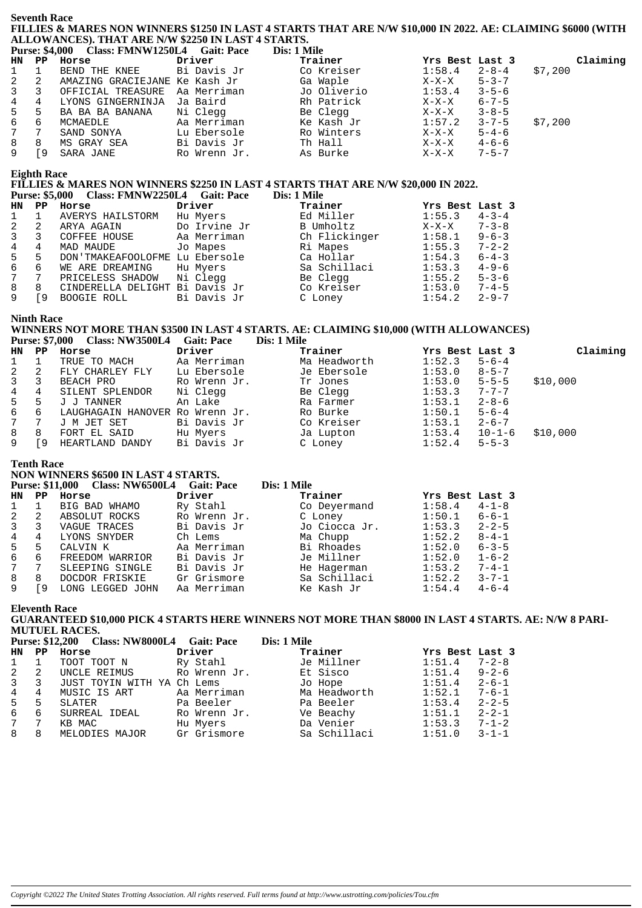## Seventh Race

**FILLIES & MARES NON WINNERS $1250 IN LAST 4 STARTS THAT ARE N/W $10,000 IN 2022. AE: CLAIMING $6000 (WITH ALLOWANCES). THAT ARE N/W $2250 IN LAST 4 STARTS.**

**Purse: $4,000 Class: FMNW1250L4 Gait: Pace Dis: 1 Mile**

| HN | PP | Horse | Driver | Trainer | Yrs Best | Last 3 | Claiming |
|---|---|---|---|---|---|---|---|
| 1 | 1 | BEND THE KNEE | Bi Davis Jr | Co Kreiser | 1:58.4 | 2-8-4 | $7,200 |
| 2 | 2 | AMAZING GRACIEJANE | Ke Kash Jr | Ga Waple | X-X-X | 5-3-7 | |
| 3 | 3 | OFFICIAL TREASURE | Aa Merriman | Jo Oliverio | 1:53.4 | 3-5-6 | |
| 4 | 4 | LYONS GINGERNINJA | Ja Baird | Rh Patrick | X-X-X | 6-7-5 | |
| 5 | 5 | BA BA BA BANANA | Ni Clegg | Be Clegg | X-X-X | 3-8-5 | |
| 6 | 6 | MCMAEDLE | Aa Merriman | Ke Kash Jr | 1:57.2 | 3-7-5 | $7,200 |
| 7 | 7 | SAND SONYA | Lu Ebersole | Ro Winters | X-X-X | 5-4-6 | |
| 8 | 8 | MS GRAY SEA | Bi Davis Jr | Th Hall | X-X-X | 4-6-6 | |
| 9 | [9 | SARA JANE | Ro Wrenn Jr. | As Burke | X-X-X | 7-5-7 | |

## Eighth Race

**FILLIES & MARES NON WINNERS $2250 IN LAST 4 STARTS THAT ARE N/W $20,000 IN 2022.**

**Purse: $5,000 Class: FMNW2250L4 Gait: Pace Dis: 1 Mile**

| HN | PP | Horse | Driver | Trainer | Yrs Best | Last 3 |
|---|---|---|---|---|---|---|
| 1 | 1 | AVERYS HAILSTORM | Hu Myers | Ed Miller | 1:55.3 | 4-3-4 |
| 2 | 2 | ARYA AGAIN | Do Irvine Jr | B Umholtz | X-X-X | 7-3-8 |
| 3 | 3 | COFFEE HOUSE | Aa Merriman | Ch Flickinger | 1:58.1 | 9-6-3 |
| 4 | 4 | MAD MAUDE | Jo Mapes | Ri Mapes | 1:55.3 | 7-2-2 |
| 5 | 5 | DON'TMAKEAFOOLOFME | Lu Ebersole | Ca Hollar | 1:54.3 | 6-4-3 |
| 6 | 6 | WE ARE DREAMING | Hu Myers | Sa Schillaci | 1:53.3 | 4-9-6 |
| 7 | 7 | PRICELESS SHADOW | Ni Clegg | Be Clegg | 1:55.2 | 5-3-6 |
| 8 | 8 | CINDERELLA DELIGHT | Bi Davis Jr | Co Kreiser | 1:53.0 | 7-4-5 |
| 9 | [9 | BOOGIE ROLL | Bi Davis Jr | C Loney | 1:54.2 | 2-9-7 |

## Ninth Race

**WINNERS NOT MORE THAN $3500 IN LAST 4 STARTS. AE: CLAIMING $10,000 (WITH ALLOWANCES)**

**Purse: $7,000 Class: NW3500L4 Gait: Pace Dis: 1 Mile**

| HN | PP | Horse | Driver | Trainer | Yrs Best | Last 3 | Claiming |
|---|---|---|---|---|---|---|---|
| 1 | 1 | TRUE TO MACH | Aa Merriman | Ma Headworth | 1:52.3 | 5-6-4 | |
| 2 | 2 | FLY CHARLEY FLY | Lu Ebersole | Je Ebersole | 1:53.0 | 8-5-7 | |
| 3 | 3 | BEACH PRO | Ro Wrenn Jr. | Tr Jones | 1:53.0 | 5-5-5 | $10,000 |
| 4 | 4 | SILENT SPLENDOR | Ni Clegg | Be Clegg | 1:53.3 | 7-7-7 | |
| 5 | 5 | J J TANNER | An Lake | Ra Farmer | 1:53.1 | 2-8-6 | |
| 6 | 6 | LAUGHAGAIN HANOVER | Ro Wrenn Jr. | Ro Burke | 1:50.1 | 5-6-4 | |
| 7 | 7 | J M JET SET | Bi Davis Jr | Co Kreiser | 1:53.1 | 2-6-7 | |
| 8 | 8 | FORT EL SAID | Hu Myers | Ja Lupton | 1:53.4 | 10-1-6 | $10,000 |
| 9 | [9 | HEARTLAND DANDY | Bi Davis Jr | C Loney | 1:52.4 | 5-5-3 | |

## Tenth Race

**NON WINNERS $6500 IN LAST 4 STARTS.**

**Purse: $11,000 Class: NW6500L4 Gait: Pace Dis: 1 Mile**

| HN | PP | Horse | Driver | Trainer | Yrs Best | Last 3 |
|---|---|---|---|---|---|---|
| 1 | 1 | BIG BAD WHAMO | Ry Stahl | Co Deyermand | 1:58.4 | 4-1-8 |
| 2 | 2 | ABSOLUT ROCKS | Ro Wrenn Jr. | C Loney | 1:50.1 | 6-6-1 |
| 3 | 3 | VAGUE TRACES | Bi Davis Jr | Jo Ciocca Jr. | 1:53.3 | 2-2-5 |
| 4 | 4 | LYONS SNYDER | Ch Lems | Ma Chupp | 1:52.2 | 8-4-1 |
| 5 | 5 | CALVIN K | Aa Merriman | Bi Rhoades | 1:52.0 | 6-3-5 |
| 6 | 6 | FREEDOM WARRIOR | Bi Davis Jr | Je Millner | 1:52.0 | 1-6-2 |
| 7 | 7 | SLEEPING SINGLE | Bi Davis Jr | He Hagerman | 1:53.2 | 7-4-1 |
| 8 | 8 | DOCDOR FRISKIE | Gr Grismore | Sa Schillaci | 1:52.2 | 3-7-1 |
| 9 | [9 | LONG LEGGED JOHN | Aa Merriman | Ke Kash Jr | 1:54.4 | 4-6-4 |

## Eleventh Race

**GUARANTEED $10,000 PICK 4 STARTS HERE WINNERS NOT MORE THAN $8000 IN LAST 4 STARTS. AE: N/W 8 PARI-MUTUEL RACES.**

**Purse: $12,200 Class: NW8000L4 Gait: Pace Dis: 1 Mile**

| HN | PP | Horse | Driver | Trainer | Yrs Best | Last 3 |
|---|---|---|---|---|---|---|
| 1 | 1 | TOOT TOOT N | Ry Stahl | Je Millner | 1:51.4 | 7-2-8 |
| 2 | 2 | UNCLE REIMUS | Ro Wrenn Jr. | Et Sisco | 1:51.4 | 9-2-6 |
| 3 | 3 | JUST TOYIN WITH YA | Ch Lems | Jo Hope | 1:51.4 | 2-6-1 |
| 4 | 4 | MUSIC IS ART | Aa Merriman | Ma Headworth | 1:52.1 | 7-6-1 |
| 5 | 5 | SLATER | Pa Beeler | Pa Beeler | 1:53.4 | 2-2-5 |
| 6 | 6 | SURREAL IDEAL | Ro Wrenn Jr. | Ve Beachy | 1:51.1 | 2-2-1 |
| 7 | 7 | KB MAC | Hu Myers | Da Venier | 1:53.3 | 7-1-2 |
| 8 | 8 | MELODIES MAJOR | Gr Grismore | Sa Schillaci | 1:51.0 | 3-1-1 |

*Copyright ©2022 The United States Trotting Association. All rights reserved. Full terms found at http://www.ustrotting.com/policies/Tou.cfm*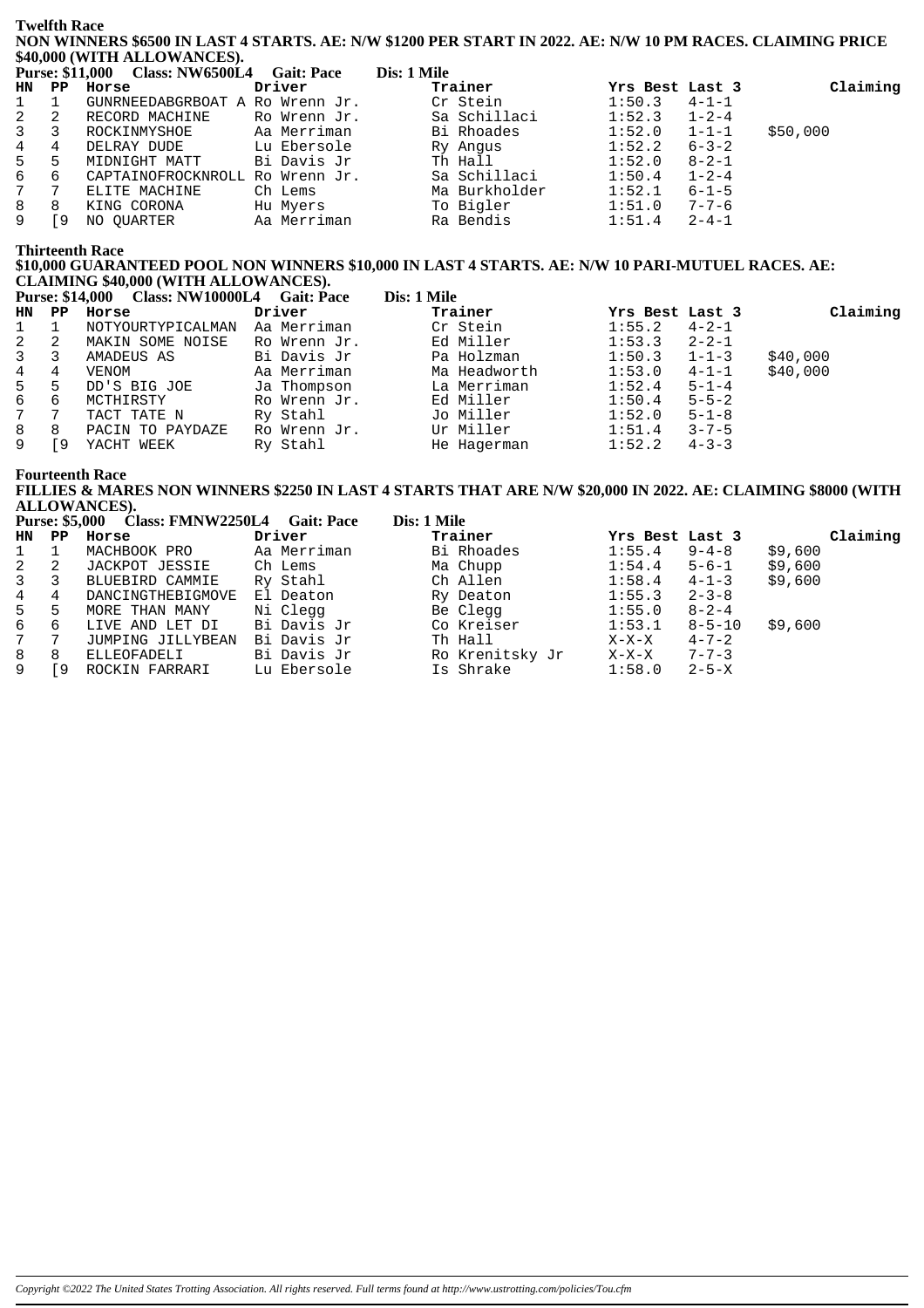## Twelfth Race

**NON WINNERS $6500 IN LAST 4 STARTS. AE: N/W $1200 PER START IN 2022. AE: N/W 10 PM RACES. CLAIMING PRICE $40,000 (WITH ALLOWANCES).**

**Purse: $11,000 Class: NW6500L4 Gait: Pace Dis: 1 Mile**

| HN | PP | Horse | Driver | Trainer | Yrs Best | Last 3 | Claiming |
|---|---|---|---|---|---|---|---|
| 1 | 1 | GUNRNEEDABGRBOAT A | Ro Wrenn Jr. | Cr Stein | 1:50.3 | 4-1-1 | |
| 2 | 2 | RECORD MACHINE | Ro Wrenn Jr. | Sa Schillaci | 1:52.3 | 1-2-4 | |
| 3 | 3 | ROCKINMYSHOE | Aa Merriman | Bi Rhoades | 1:52.0 | 1-1-1 | $50,000 |
| 4 | 4 | DELRAY DUDE | Lu Ebersole | Ry Angus | 1:52.2 | 6-3-2 | |
| 5 | 5 | MIDNIGHT MATT | Bi Davis Jr | Th Hall | 1:52.0 | 8-2-1 | |
| 6 | 6 | CAPTAINOFROCKNROLL | Ro Wrenn Jr. | Sa Schillaci | 1:50.4 | 1-2-4 | |
| 7 | 7 | ELITE MACHINE | Ch Lems | Ma Burkholder | 1:52.1 | 6-1-5 | |
| 8 | 8 | KING CORONA | Hu Myers | To Bigler | 1:51.0 | 7-7-6 | |
| 9 | [9 | NO QUARTER | Aa Merriman | Ra Bendis | 1:51.4 | 2-4-1 | |

## Thirteenth Race

**$10,000 GUARANTEED POOL NON WINNERS $10,000 IN LAST 4 STARTS. AE: N/W 10 PARI-MUTUEL RACES. AE: CLAIMING $40,000 (WITH ALLOWANCES).**

**Purse: $14,000 Class: NW10000L4 Gait: Pace Dis: 1 Mile**

| HN | PP | Horse | Driver | Trainer | Yrs Best | Last 3 | Claiming |
|---|---|---|---|---|---|---|---|
| 1 | 1 | NOTYOURTYPICALMAN | Aa Merriman | Cr Stein | 1:55.2 | 4-2-1 | |
| 2 | 2 | MAKIN SOME NOISE | Ro Wrenn Jr. | Ed Miller | 1:53.3 | 2-2-1 | |
| 3 | 3 | AMADEUS AS | Bi Davis Jr | Pa Holzman | 1:50.3 | 1-1-3 | $40,000 |
| 4 | 4 | VENOM | Aa Merriman | Ma Headworth | 1:53.0 | 4-1-1 | $40,000 |
| 5 | 5 | DD'S BIG JOE | Ja Thompson | La Merriman | 1:52.4 | 5-1-4 | |
| 6 | 6 | MCTHIRSTY | Ro Wrenn Jr. | Ed Miller | 1:50.4 | 5-5-2 | |
| 7 | 7 | TACT TATE N | Ry Stahl | Jo Miller | 1:52.0 | 5-1-8 | |
| 8 | 8 | PACIN TO PAYDAZE | Ro Wrenn Jr. | Ur Miller | 1:51.4 | 3-7-5 | |
| 9 | [9 | YACHT WEEK | Ry Stahl | He Hagerman | 1:52.2 | 4-3-3 | |

## Fourteenth Race

**FILLIES & MARES NON WINNERS $2250 IN LAST 4 STARTS THAT ARE N/W $20,000 IN 2022. AE: CLAIMING $8000 (WITH ALLOWANCES).**

**Purse: $5,000 Class: FMNW2250L4 Gait: Pace Dis: 1 Mile**

| HN | PP | Horse | Driver | Trainer | Yrs Best | Last 3 | Claiming |
|---|---|---|---|---|---|---|---|
| 1 | 1 | MACHBOOK PRO | Aa Merriman | Bi Rhoades | 1:55.4 | 9-4-8 | $9,600 |
| 2 | 2 | JACKPOT JESSIE | Ch Lems | Ma Chupp | 1:54.4 | 5-6-1 | $9,600 |
| 3 | 3 | BLUEBIRD CAMMIE | Ry Stahl | Ch Allen | 1:58.4 | 4-1-3 | $9,600 |
| 4 | 4 | DANCINGTHEBIGMOVE | El Deaton | Ry Deaton | 1:55.3 | 2-3-8 | |
| 5 | 5 | MORE THAN MANY | Ni Clegg | Be Clegg | 1:55.0 | 8-2-4 | |
| 6 | 6 | LIVE AND LET DI | Bi Davis Jr | Co Kreiser | 1:53.1 | 8-5-10 | $9,600 |
| 7 | 7 | JUMPING JILLYBEAN | Bi Davis Jr | Th Hall | X-X-X | 4-7-2 | |
| 8 | 8 | ELLEOFADELI | Bi Davis Jr | Ro Krenitsky Jr | X-X-X | 7-7-3 | |
| 9 | [9 | ROCKIN FARRARI | Lu Ebersole | Is Shrake | 1:58.0 | 2-5-X | |

*Copyright ©2022 The United States Trotting Association. All rights reserved. Full terms found at http://www.ustrotting.com/policies/Tou.cfm*